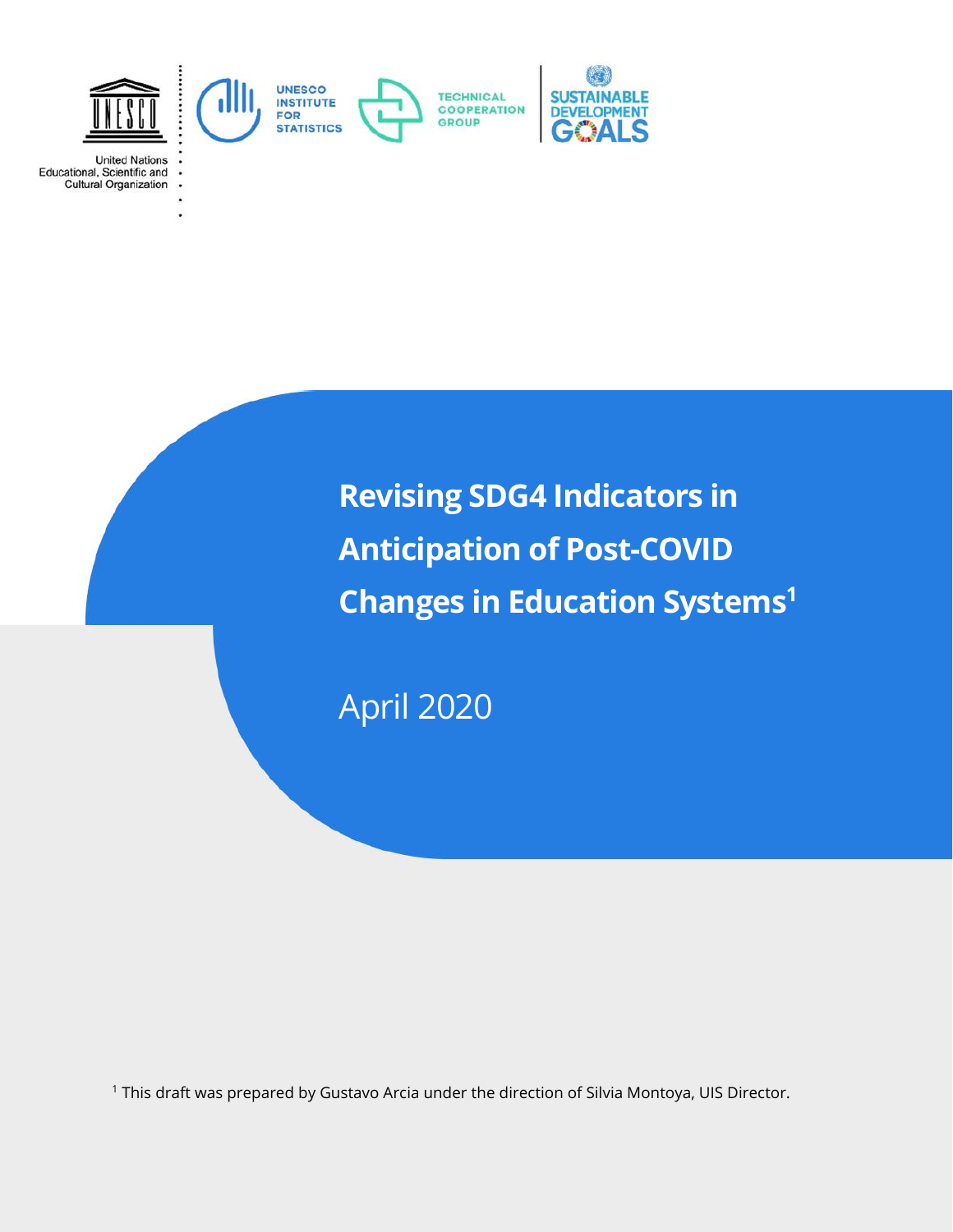United Nations Educational, Scientific and Cultural Organization

UNESCO INSTITUTE FOR STATISTICS

TECHNICAL COOPERATION GROUP

SUSTAINABLE DEVELOPMENT GOALS

# Revising SDG4 Indicators in Anticipation of Post-COVID Changes in Education Systems[1]

April 2020

[1] This draft was prepared by Gustavo Arcia under the direction of Silvia Montoya, UIS Director.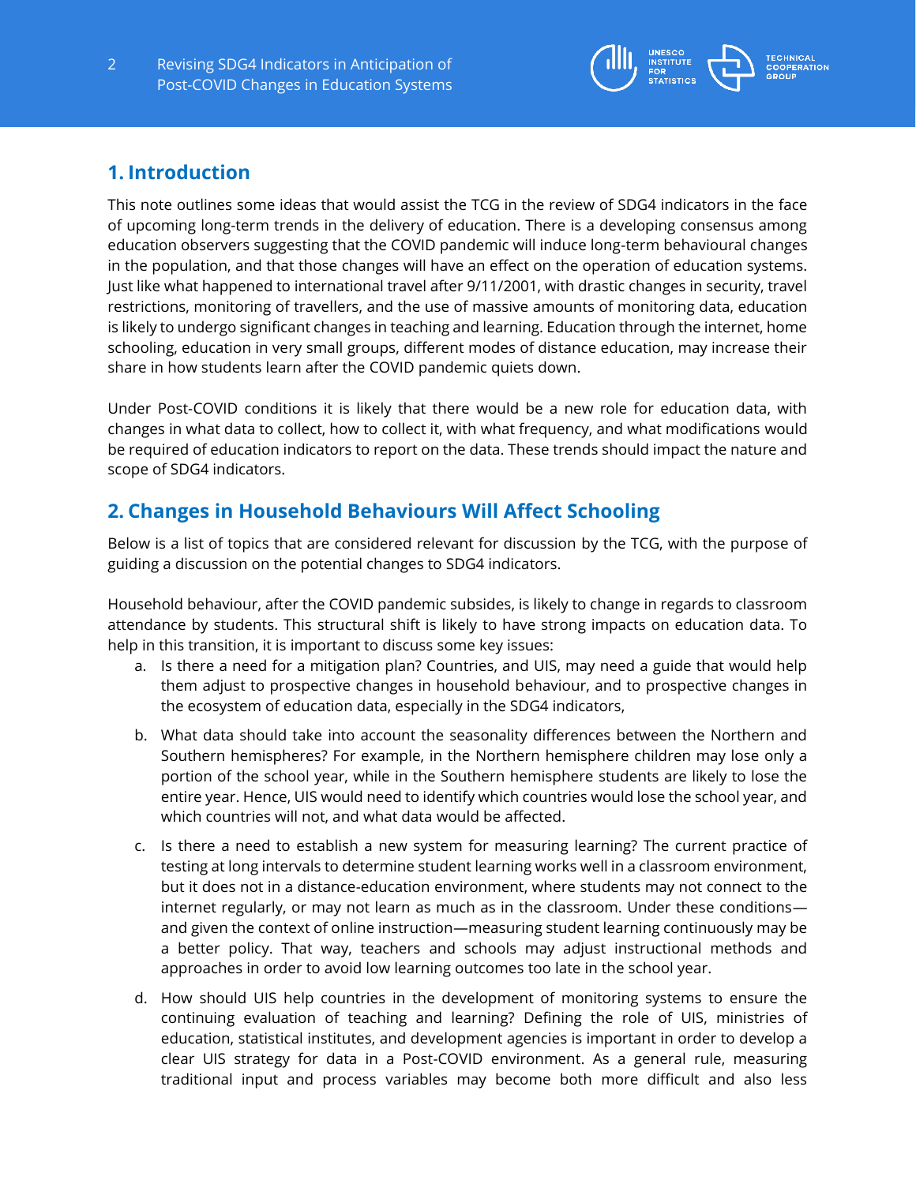## 1. Introduction

This note outlines some ideas that would assist the TCG in the review of SDG4 indicators in the face of upcoming long-term trends in the delivery of education. There is a developing consensus among education observers suggesting that the COVID pandemic will induce long-term behavioural changes in the population, and that those changes will have an effect on the operation of education systems. Just like what happened to international travel after 9/11/2001, with drastic changes in security, travel restrictions, monitoring of travellers, and the use of massive amounts of monitoring data, education is likely to undergo significant changes in teaching and learning. Education through the internet, home schooling, education in very small groups, different modes of distance education, may increase their share in how students learn after the COVID pandemic quiets down.

Under Post-COVID conditions it is likely that there would be a new role for education data, with changes in what data to collect, how to collect it, with what frequency, and what modifications would be required of education indicators to report on the data. These trends should impact the nature and scope of SDG4 indicators.

## 2. Changes in Household Behaviours Will Affect Schooling

Below is a list of topics that are considered relevant for discussion by the TCG, with the purpose of guiding a discussion on the potential changes to SDG4 indicators.

Household behaviour, after the COVID pandemic subsides, is likely to change in regards to classroom attendance by students. This structural shift is likely to have strong impacts on education data. To help in this transition, it is important to discuss some key issues:

a. Is there a need for a mitigation plan? Countries, and UIS, may need a guide that would help them adjust to prospective changes in household behaviour, and to prospective changes in the ecosystem of education data, especially in the SDG4 indicators,

b. What data should take into account the seasonality differences between the Northern and Southern hemispheres? For example, in the Northern hemisphere children may lose only a portion of the school year, while in the Southern hemisphere students are likely to lose the entire year. Hence, UIS would need to identify which countries would lose the school year, and which countries will not, and what data would be affected.

c. Is there a need to establish a new system for measuring learning? The current practice of testing at long intervals to determine student learning works well in a classroom environment, but it does not in a distance-education environment, where students may not connect to the internet regularly, or may not learn as much as in the classroom. Under these conditions—and given the context of online instruction—measuring student learning continuously may be a better policy. That way, teachers and schools may adjust instructional methods and approaches in order to avoid low learning outcomes too late in the school year.

d. How should UIS help countries in the development of monitoring systems to ensure the continuing evaluation of teaching and learning? Defining the role of UIS, ministries of education, statistical institutes, and development agencies is important in order to develop a clear UIS strategy for data in a Post-COVID environment. As a general rule, measuring traditional input and process variables may become both more difficult and also less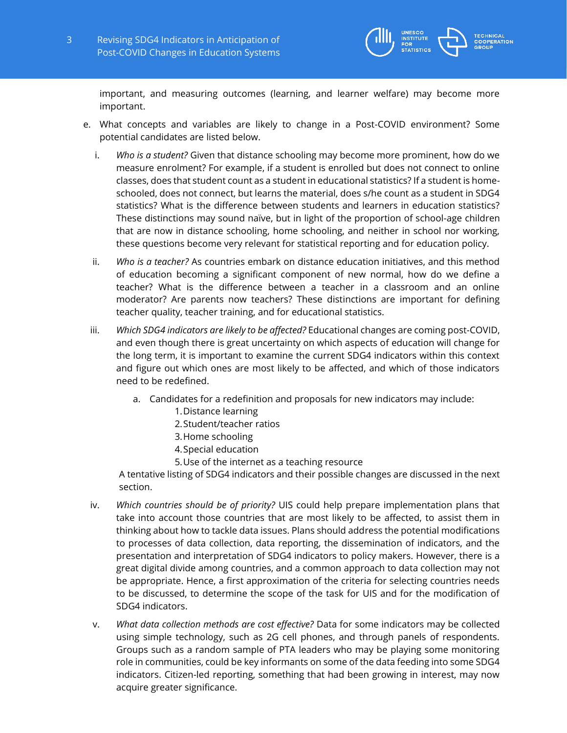important, and measuring outcomes (learning, and learner welfare) may become more important.

e. What concepts and variables are likely to change in a Post-COVID environment? Some potential candidates are listed below.

   i. *Who is a student?* Given that distance schooling may become more prominent, how do we measure enrolment? For example, if a student is enrolled but does not connect to online classes, does that student count as a student in educational statistics? If a student is home-schooled, does not connect, but learns the material, does s/he count as a student in SDG4 statistics? What is the difference between students and learners in education statistics? These distinctions may sound naïve, but in light of the proportion of school-age children that are now in distance schooling, home schooling, and neither in school nor working, these questions become very relevant for statistical reporting and for education policy.

   ii. *Who is a teacher?* As countries embark on distance education initiatives, and this method of education becoming a significant component of new normal, how do we define a teacher? What is the difference between a teacher in a classroom and an online moderator? Are parents now teachers? These distinctions are important for defining teacher quality, teacher training, and for educational statistics.

   iii. *Which SDG4 indicators are likely to be affected?* Educational changes are coming post-COVID, and even though there is great uncertainty on which aspects of education will change for the long term, it is important to examine the current SDG4 indicators within this context and figure out which ones are most likely to be affected, and which of those indicators need to be redefined.

      a. Candidates for a redefinition and proposals for new indicators may include:
         1. Distance learning
         2. Student/teacher ratios
         3. Home schooling
         4. Special education
         5. Use of the internet as a teaching resource

      A tentative listing of SDG4 indicators and their possible changes are discussed in the next section.

   iv. *Which countries should be of priority?* UIS could help prepare implementation plans that take into account those countries that are most likely to be affected, to assist them in thinking about how to tackle data issues. Plans should address the potential modifications to processes of data collection, data reporting, the dissemination of indicators, and the presentation and interpretation of SDG4 indicators to policy makers. However, there is a great digital divide among countries, and a common approach to data collection may not be appropriate. Hence, a first approximation of the criteria for selecting countries needs to be discussed, to determine the scope of the task for UIS and for the modification of SDG4 indicators.

   v. *What data collection methods are cost effective?* Data for some indicators may be collected using simple technology, such as 2G cell phones, and through panels of respondents. Groups such as a random sample of PTA leaders who may be playing some monitoring role in communities, could be key informants on some of the data feeding into some SDG4 indicators. Citizen-led reporting, something that had been growing in interest, may now acquire greater significance.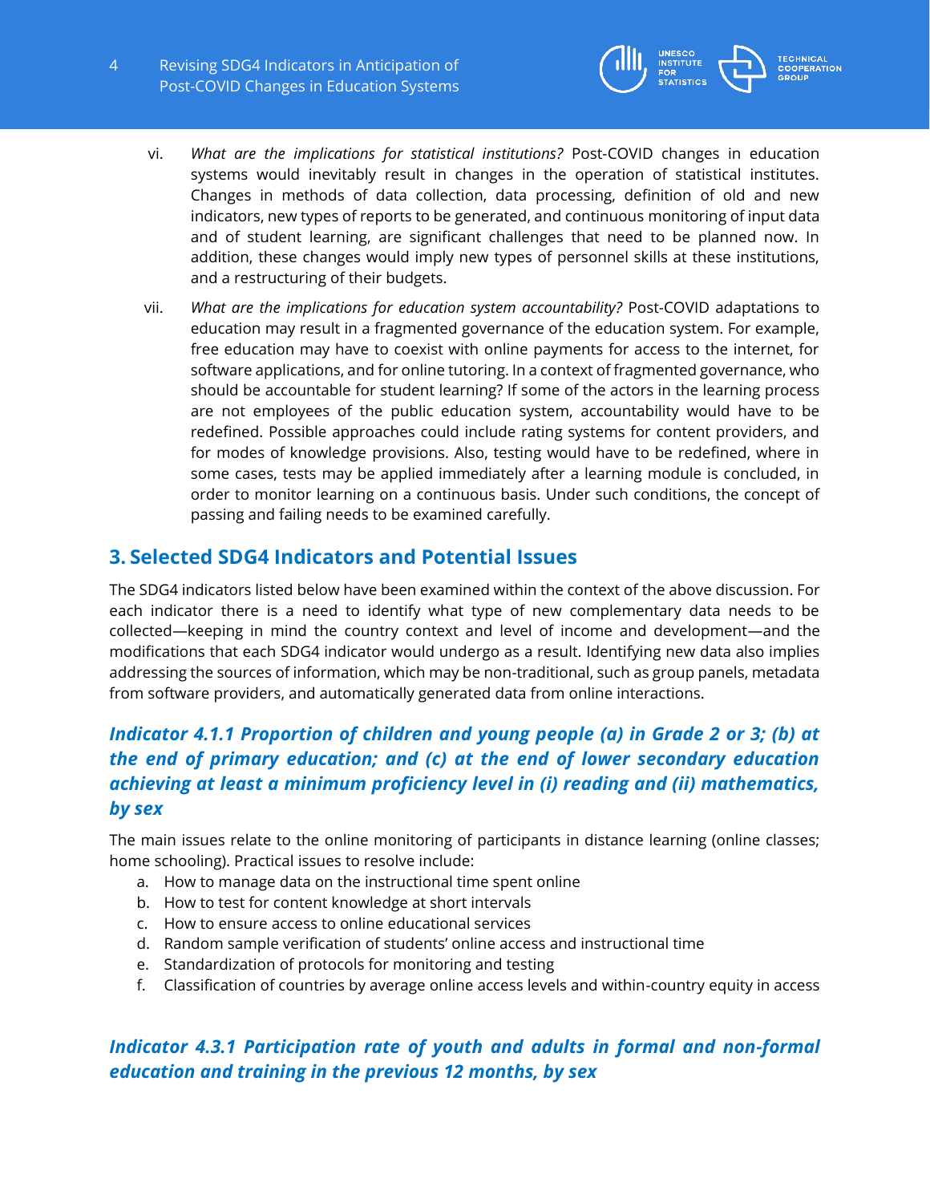vi. *What are the implications for statistical institutions?* Post-COVID changes in education systems would inevitably result in changes in the operation of statistical institutes. Changes in methods of data collection, data processing, definition of old and new indicators, new types of reports to be generated, and continuous monitoring of input data and of student learning, are significant challenges that need to be planned now. In addition, these changes would imply new types of personnel skills at these institutions, and a restructuring of their budgets.

vii. *What are the implications for education system accountability?* Post-COVID adaptations to education may result in a fragmented governance of the education system. For example, free education may have to coexist with online payments for access to the internet, for software applications, and for online tutoring. In a context of fragmented governance, who should be accountable for student learning? If some of the actors in the learning process are not employees of the public education system, accountability would have to be redefined. Possible approaches could include rating systems for content providers, and for modes of knowledge provisions. Also, testing would have to be redefined, where in some cases, tests may be applied immediately after a learning module is concluded, in order to monitor learning on a continuous basis. Under such conditions, the concept of passing and failing needs to be examined carefully.

## 3. Selected SDG4 Indicators and Potential Issues

The SDG4 indicators listed below have been examined within the context of the above discussion. For each indicator there is a need to identify what type of new complementary data needs to be collected—keeping in mind the country context and level of income and development—and the modifications that each SDG4 indicator would undergo as a result. Identifying new data also implies addressing the sources of information, which may be non-traditional, such as group panels, metadata from software providers, and automatically generated data from online interactions.

### *Indicator 4.1.1 Proportion of children and young people (a) in Grade 2 or 3; (b) at the end of primary education; and (c) at the end of lower secondary education achieving at least a minimum proficiency level in (i) reading and (ii) mathematics, by sex*

The main issues relate to the online monitoring of participants in distance learning (online classes; home schooling). Practical issues to resolve include:

a. How to manage data on the instructional time spent online
b. How to test for content knowledge at short intervals
c. How to ensure access to online educational services
d. Random sample verification of students' online access and instructional time
e. Standardization of protocols for monitoring and testing
f. Classification of countries by average online access levels and within-country equity in access

### *Indicator 4.3.1 Participation rate of youth and adults in formal and non-formal education and training in the previous 12 months, by sex*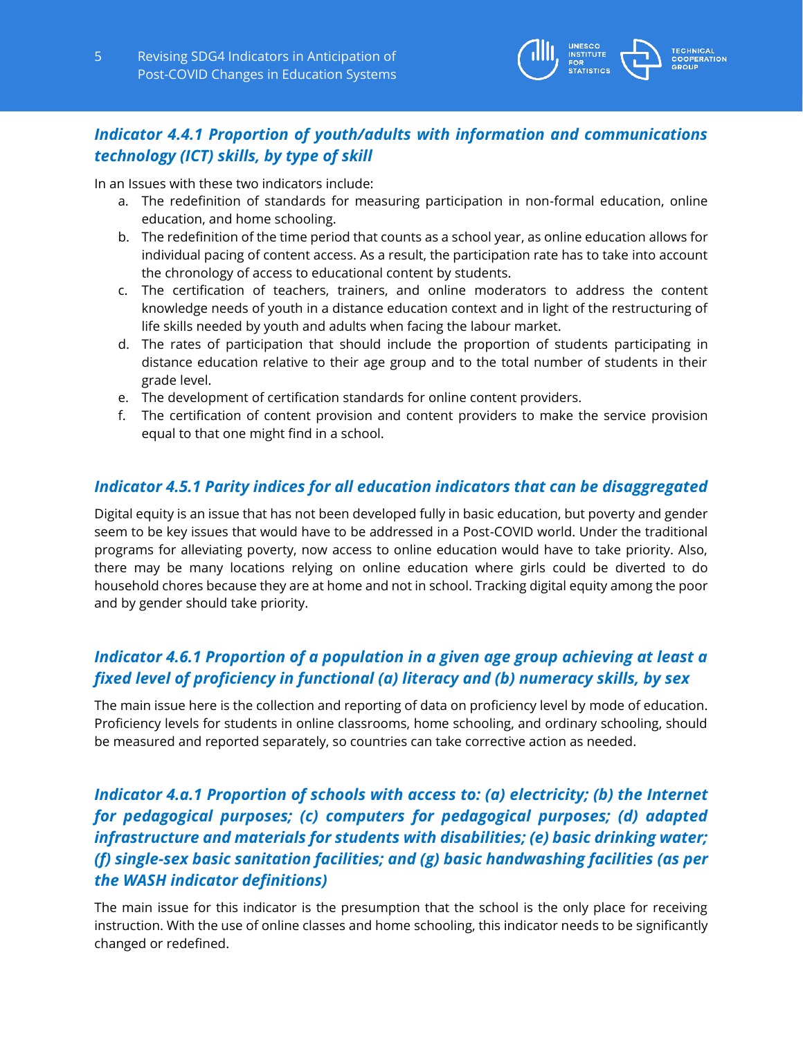### *Indicator 4.4.1 Proportion of youth/adults with information and communications technology (ICT) skills, by type of skill*

In an Issues with these two indicators include:

a. The redefinition of standards for measuring participation in non-formal education, online education, and home schooling.
b. The redefinition of the time period that counts as a school year, as online education allows for individual pacing of content access. As a result, the participation rate has to take into account the chronology of access to educational content by students.
c. The certification of teachers, trainers, and online moderators to address the content knowledge needs of youth in a distance education context and in light of the restructuring of life skills needed by youth and adults when facing the labour market.
d. The rates of participation that should include the proportion of students participating in distance education relative to their age group and to the total number of students in their grade level.
e. The development of certification standards for online content providers.
f. The certification of content provision and content providers to make the service provision equal to that one might find in a school.

### *Indicator 4.5.1 Parity indices for all education indicators that can be disaggregated*

Digital equity is an issue that has not been developed fully in basic education, but poverty and gender seem to be key issues that would have to be addressed in a Post-COVID world. Under the traditional programs for alleviating poverty, now access to online education would have to take priority. Also, there may be many locations relying on online education where girls could be diverted to do household chores because they are at home and not in school. Tracking digital equity among the poor and by gender should take priority.

### *Indicator 4.6.1 Proportion of a population in a given age group achieving at least a fixed level of proficiency in functional (a) literacy and (b) numeracy skills, by sex*

The main issue here is the collection and reporting of data on proficiency level by mode of education. Proficiency levels for students in online classrooms, home schooling, and ordinary schooling, should be measured and reported separately, so countries can take corrective action as needed.

### *Indicator 4.a.1 Proportion of schools with access to: (a) electricity; (b) the Internet for pedagogical purposes; (c) computers for pedagogical purposes; (d) adapted infrastructure and materials for students with disabilities; (e) basic drinking water; (f) single-sex basic sanitation facilities; and (g) basic handwashing facilities (as per the WASH indicator definitions)*

The main issue for this indicator is the presumption that the school is the only place for receiving instruction. With the use of online classes and home schooling, this indicator needs to be significantly changed or redefined.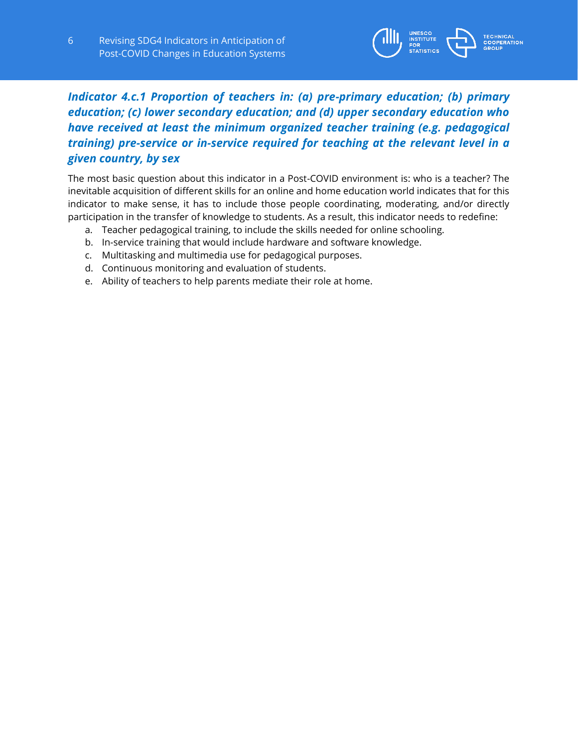### *Indicator 4.c.1 Proportion of teachers in: (a) pre-primary education; (b) primary education; (c) lower secondary education; and (d) upper secondary education who have received at least the minimum organized teacher training (e.g. pedagogical training) pre-service or in-service required for teaching at the relevant level in a given country, by sex*

The most basic question about this indicator in a Post-COVID environment is: who is a teacher? The inevitable acquisition of different skills for an online and home education world indicates that for this indicator to make sense, it has to include those people coordinating, moderating, and/or directly participation in the transfer of knowledge to students. As a result, this indicator needs to redefine:

a. Teacher pedagogical training, to include the skills needed for online schooling.
b. In-service training that would include hardware and software knowledge.
c. Multitasking and multimedia use for pedagogical purposes.
d. Continuous monitoring and evaluation of students.
e. Ability of teachers to help parents mediate their role at home.